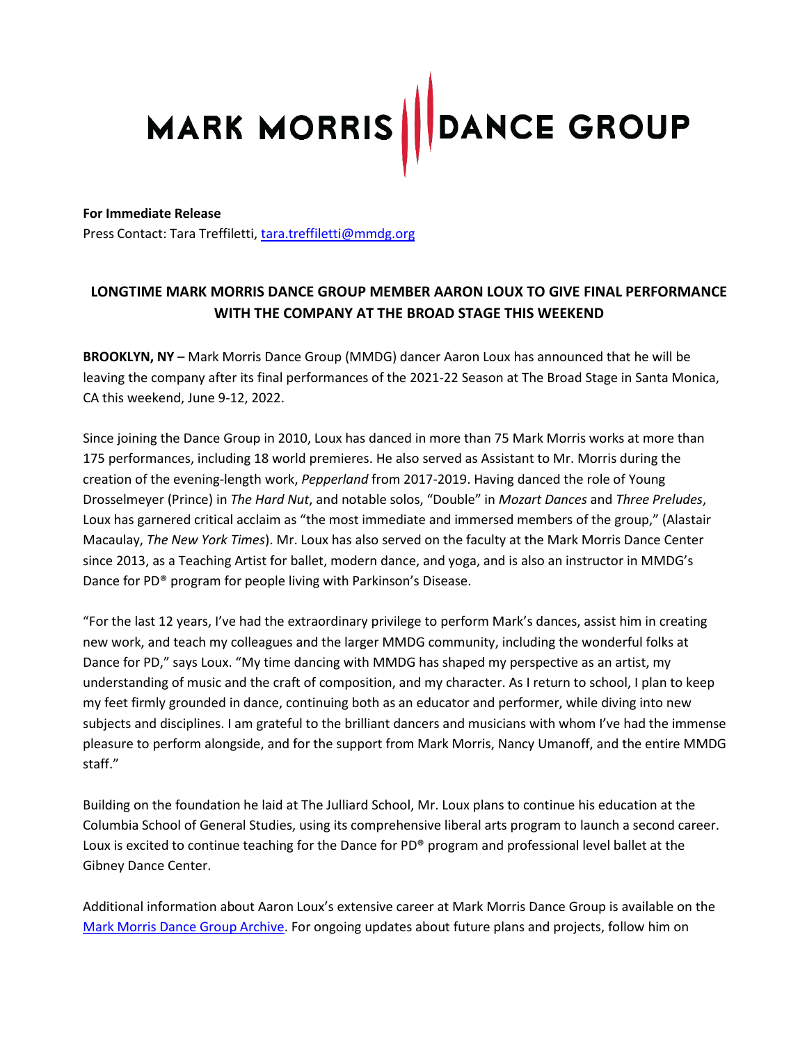# MARK MORRIS DANCE GROUP

**For Immediate Release**
Press Contact: Tara Treffiletti, [tara.treffiletti@mmdg.org](mailto:tara.treffiletti@mmdg.org)

## LONGTIME MARK MORRIS DANCE GROUP MEMBER AARON LOUX TO GIVE FINAL PERFORMANCE WITH THE COMPANY AT THE BROAD STAGE THIS WEEKEND

**BROOKLYN, NY** – Mark Morris Dance Group (MMDG) dancer Aaron Loux has announced that he will be leaving the company after its final performances of the 2021-22 Season at The Broad Stage in Santa Monica, CA this weekend, June 9-12, 2022.

Since joining the Dance Group in 2010, Loux has danced in more than 75 Mark Morris works at more than 175 performances, including 18 world premieres. He also served as Assistant to Mr. Morris during the creation of the evening-length work, *Pepperland* from 2017-2019. Having danced the role of Young Drosselmeyer (Prince) in *The Hard Nut*, and notable solos, "Double" in *Mozart Dances* and *Three Preludes*, Loux has garnered critical acclaim as "the most immediate and immersed members of the group," (Alastair Macaulay, *The New York Times*). Mr. Loux has also served on the faculty at the Mark Morris Dance Center since 2013, as a Teaching Artist for ballet, modern dance, and yoga, and is also an instructor in MMDG's Dance for PD® program for people living with Parkinson's Disease.

"For the last 12 years, I've had the extraordinary privilege to perform Mark's dances, assist him in creating new work, and teach my colleagues and the larger MMDG community, including the wonderful folks at Dance for PD," says Loux. "My time dancing with MMDG has shaped my perspective as an artist, my understanding of music and the craft of composition, and my character. As I return to school, I plan to keep my feet firmly grounded in dance, continuing both as an educator and performer, while diving into new subjects and disciplines. I am grateful to the brilliant dancers and musicians with whom I've had the immense pleasure to perform alongside, and for the support from Mark Morris, Nancy Umanoff, and the entire MMDG staff."

Building on the foundation he laid at The Julliard School, Mr. Loux plans to continue his education at the Columbia School of General Studies, using its comprehensive liberal arts program to launch a second career. Loux is excited to continue teaching for the Dance for PD® program and professional level ballet at the Gibney Dance Center.

Additional information about Aaron Loux's extensive career at Mark Morris Dance Group is available on the [Mark Morris Dance Group Archive](). For ongoing updates about future plans and projects, follow him on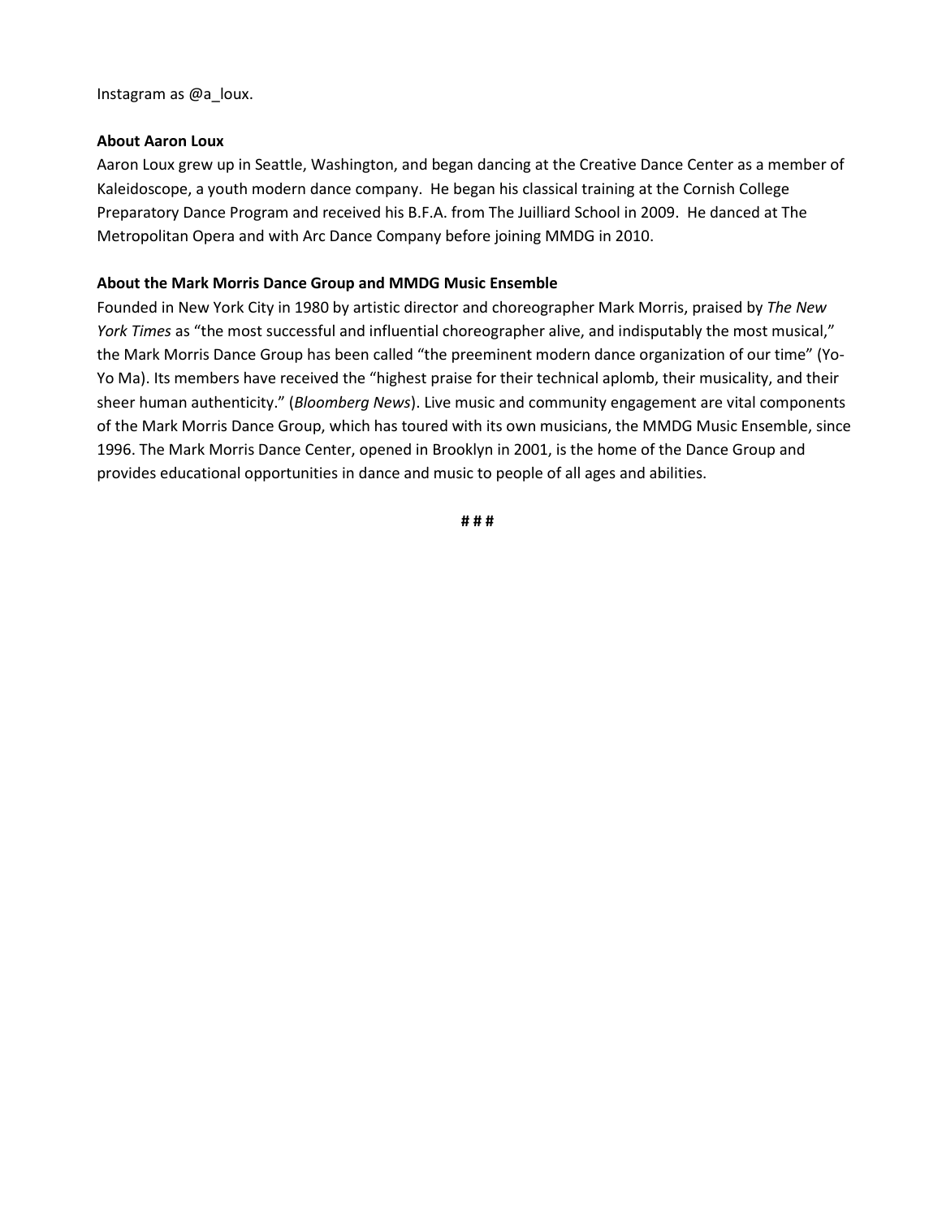Instagram as @a_loux.

**About Aaron Loux**

Aaron Loux grew up in Seattle, Washington, and began dancing at the Creative Dance Center as a member of Kaleidoscope, a youth modern dance company. He began his classical training at the Cornish College Preparatory Dance Program and received his B.F.A. from The Juilliard School in 2009. He danced at The Metropolitan Opera and with Arc Dance Company before joining MMDG in 2010.

**About the Mark Morris Dance Group and MMDG Music Ensemble**

Founded in New York City in 1980 by artistic director and choreographer Mark Morris, praised by *The New York Times* as "the most successful and influential choreographer alive, and indisputably the most musical," the Mark Morris Dance Group has been called "the preeminent modern dance organization of our time" (Yo-Yo Ma). Its members have received the "highest praise for their technical aplomb, their musicality, and their sheer human authenticity." (*Bloomberg News*). Live music and community engagement are vital components of the Mark Morris Dance Group, which has toured with its own musicians, the MMDG Music Ensemble, since 1996. The Mark Morris Dance Center, opened in Brooklyn in 2001, is the home of the Dance Group and provides educational opportunities in dance and music to people of all ages and abilities.

**# # #**